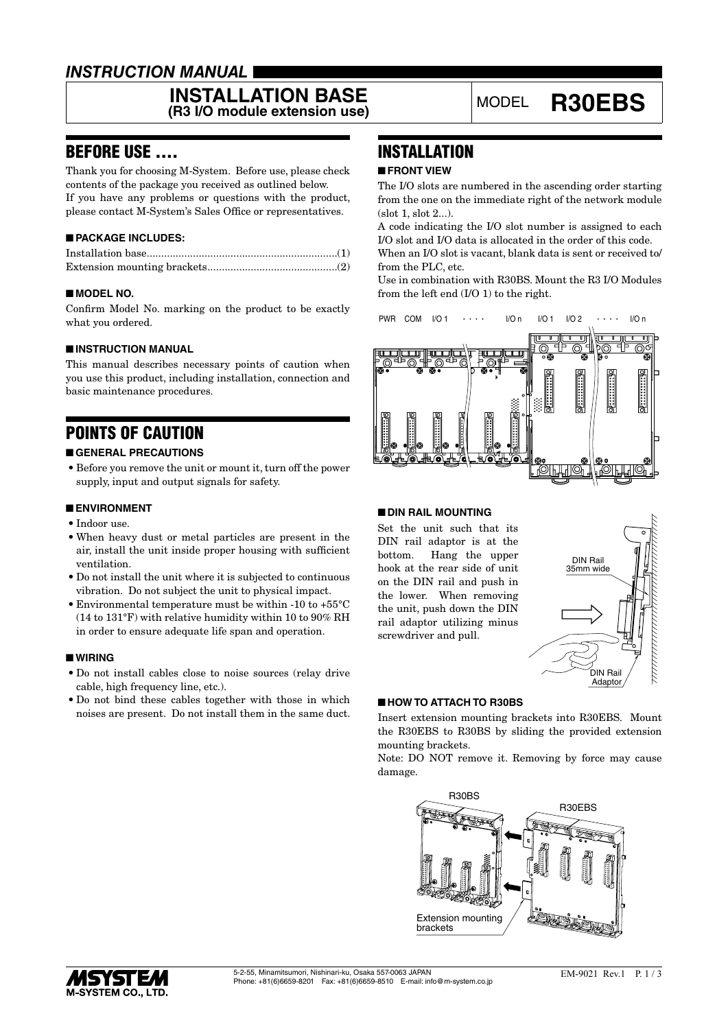*INSTRUCTION MANUAL*

# INSTALLATION BASE
**(R3 I/O module extension use)**

MODEL **R30EBS**

## BEFORE USE ....

Thank you for choosing M-System. Before use, please check contents of the package you received as outlined below.
If you have any problems or questions with the product, please contact M-System's Sales Office or representatives.

### ■ PACKAGE INCLUDES:

Installation base..................................................................(1)
Extension mounting brackets.............................................(2)

### ■ MODEL NO.

Confirm Model No. marking on the product to be exactly what you ordered.

### ■ INSTRUCTION MANUAL

This manual describes necessary points of caution when you use this product, including installation, connection and basic maintenance procedures.

## POINTS OF CAUTION

### ■ GENERAL PRECAUTIONS

- Before you remove the unit or mount it, turn off the power supply, input and output signals for safety.

### ■ ENVIRONMENT

- Indoor use.
- When heavy dust or metal particles are present in the air, install the unit inside proper housing with sufficient ventilation.
- Do not install the unit where it is subjected to continuous vibration. Do not subject the unit to physical impact.
- Environmental temperature must be within -10 to +55°C (14 to 131°F) with relative humidity within 10 to 90% RH in order to ensure adequate life span and operation.

### ■ WIRING

- Do not install cables close to noise sources (relay drive cable, high frequency line, etc.).
- Do not bind these cables together with those in which noises are present. Do not install them in the same duct.

## INSTALLATION

### ■ FRONT VIEW

The I/O slots are numbered in the ascending order starting from the one on the immediate right of the network module (slot 1, slot 2...).

A code indicating the I/O slot number is assigned to each I/O slot and I/O data is allocated in the order of this code.

When an I/O slot is vacant, blank data is sent or received to/from the PLC, etc.

Use in combination with R30BS. Mount the R3 I/O Modules from the left end (I/O 1) to the right.

PWR COM I/O 1 · · · · I/O n I/O 1 I/O 2 · · · · I/O n

### ■ DIN RAIL MOUNTING

Set the unit such that its DIN rail adaptor is at the bottom. Hang the upper hook at the rear side of unit on the DIN rail and push in the lower. When removing the unit, push down the DIN rail adaptor utilizing minus screwdriver and pull.

DIN Rail 35mm wide

DIN Rail Adaptor

### ■ HOW TO ATTACH TO R30BS

Insert extension mounting brackets into R30EBS. Mount the R30EBS to R30BS by sliding the provided extension mounting brackets.

Note: DO NOT remove it. Removing by force may cause damage.

R30BS R30EBS

Extension mounting brackets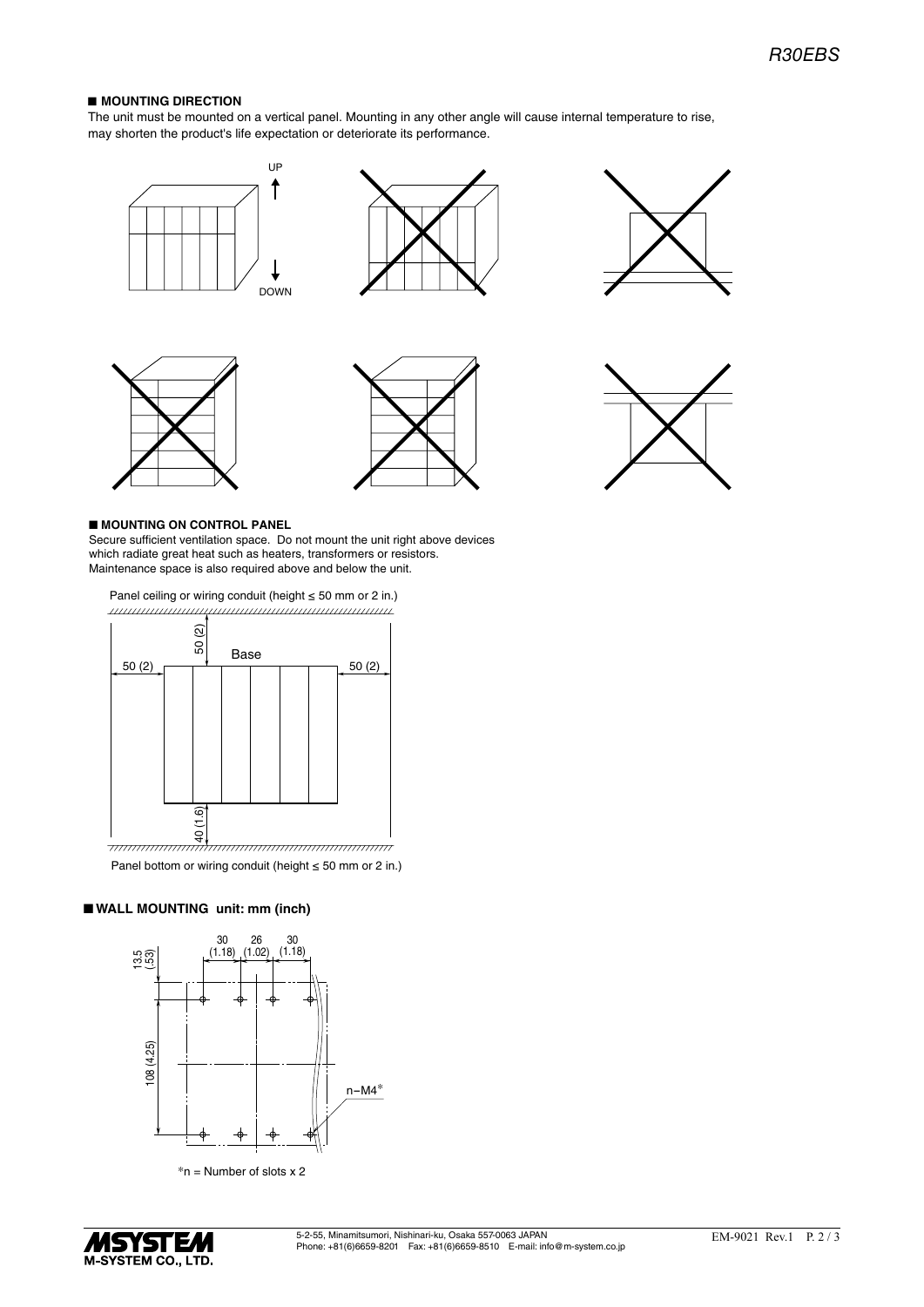■ **MOUNTING DIRECTION**

The unit must be mounted on a vertical panel. Mounting in any other angle will cause internal temperature to rise, may shorten the product's life expectation or deteriorate its performance.

UP

DOWN

■ **MOUNTING ON CONTROL PANEL**

Secure sufficient ventilation space. Do not mount the unit right above devices which radiate great heat such as heaters, transformers or resistors.
Maintenance space is also required above and below the unit.

Panel ceiling or wiring conduit (height ≤ 50 mm or 2 in.)

50 (2)

Base

50 (2)

50 (2)

40 (1.6)

Panel bottom or wiring conduit (height ≤ 50 mm or 2 in.)

■ **WALL MOUNTING unit: mm (inch)**

30 (1.18)  26 (1.02)  30 (1.18)

13.5 (.53)

108 (4.25)

n−M4*

*n = Number of slots x 2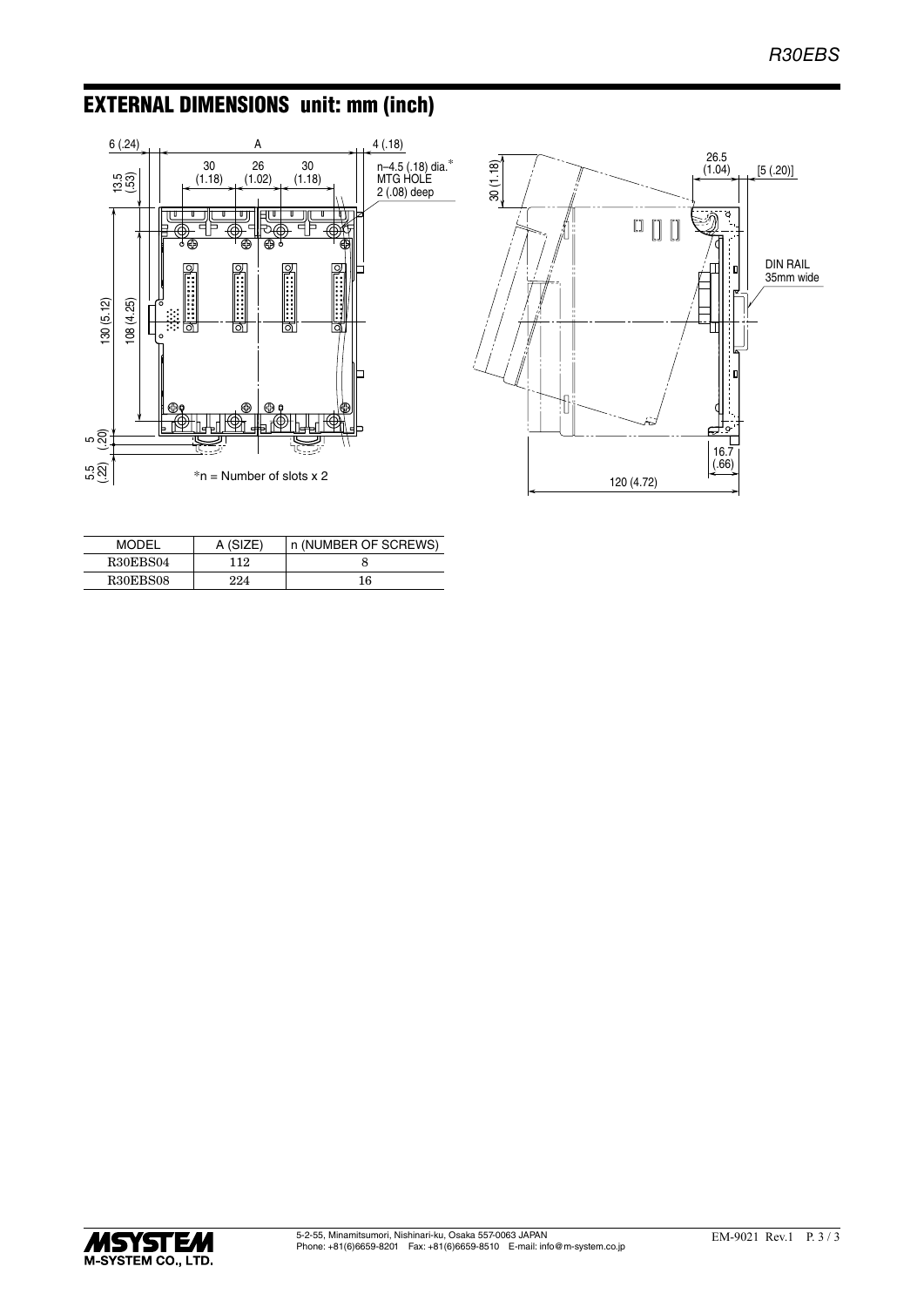## EXTERNAL DIMENSIONS unit: mm (inch)

6 (.24)
A
4 (.18)
30 (1.18)
26 (1.02)
30 (1.18)
n–4.5 (.18) dia.*
MTG HOLE
2 (.08) deep
13.5 (.53)
130 (5.12)
108 (4.25)
5 (.20)
5.5 (.22)
*n = Number of slots x 2

30 (1.18)
26.5 (1.04)
[5 (.20)]
DIN RAIL
35mm wide
16.7 (.66)
120 (4.72)

| MODEL | A (SIZE) | n (NUMBER OF SCREWS) |
|---|---|---|
| R30EBS04 | 112 | 8 |
| R30EBS08 | 224 | 16 |